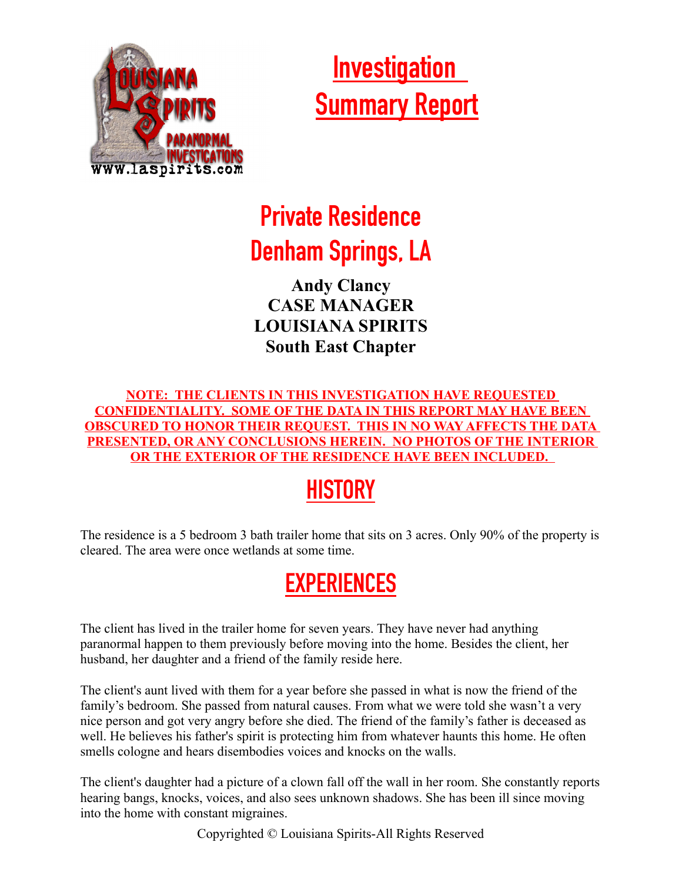# Investigation Summary Report

## Private Residence
## Denham Springs, LA

**Andy Clancy**
**CASE MANAGER**
**LOUISIANA SPIRITS**
**South East Chapter**

**NOTE: THE CLIENTS IN THIS INVESTIGATION HAVE REQUESTED CONFIDENTIALITY. SOME OF THE DATA IN THIS REPORT MAY HAVE BEEN OBSCURED TO HONOR THEIR REQUEST. THIS IN NO WAY AFFECTS THE DATA PRESENTED, OR ANY CONCLUSIONS HEREIN. NO PHOTOS OF THE INTERIOR OR THE EXTERIOR OF THE RESIDENCE HAVE BEEN INCLUDED.**

## HISTORY

The residence is a 5 bedroom 3 bath trailer home that sits on 3 acres. Only 90% of the property is cleared. The area were once wetlands at some time.

## EXPERIENCES

The client has lived in the trailer home for seven years. They have never had anything paranormal happen to them previously before moving into the home. Besides the client, her husband, her daughter and a friend of the family reside here.

The client's aunt lived with them for a year before she passed in what is now the friend of the family's bedroom. She passed from natural causes. From what we were told she wasn't a very nice person and got very angry before she died. The friend of the family's father is deceased as well. He believes his father's spirit is protecting him from whatever haunts this home. He often smells cologne and hears disembodies voices and knocks on the walls.

The client's daughter had a picture of a clown fall off the wall in her room. She constantly reports hearing bangs, knocks, voices, and also sees unknown shadows. She has been ill since moving into the home with constant migraines.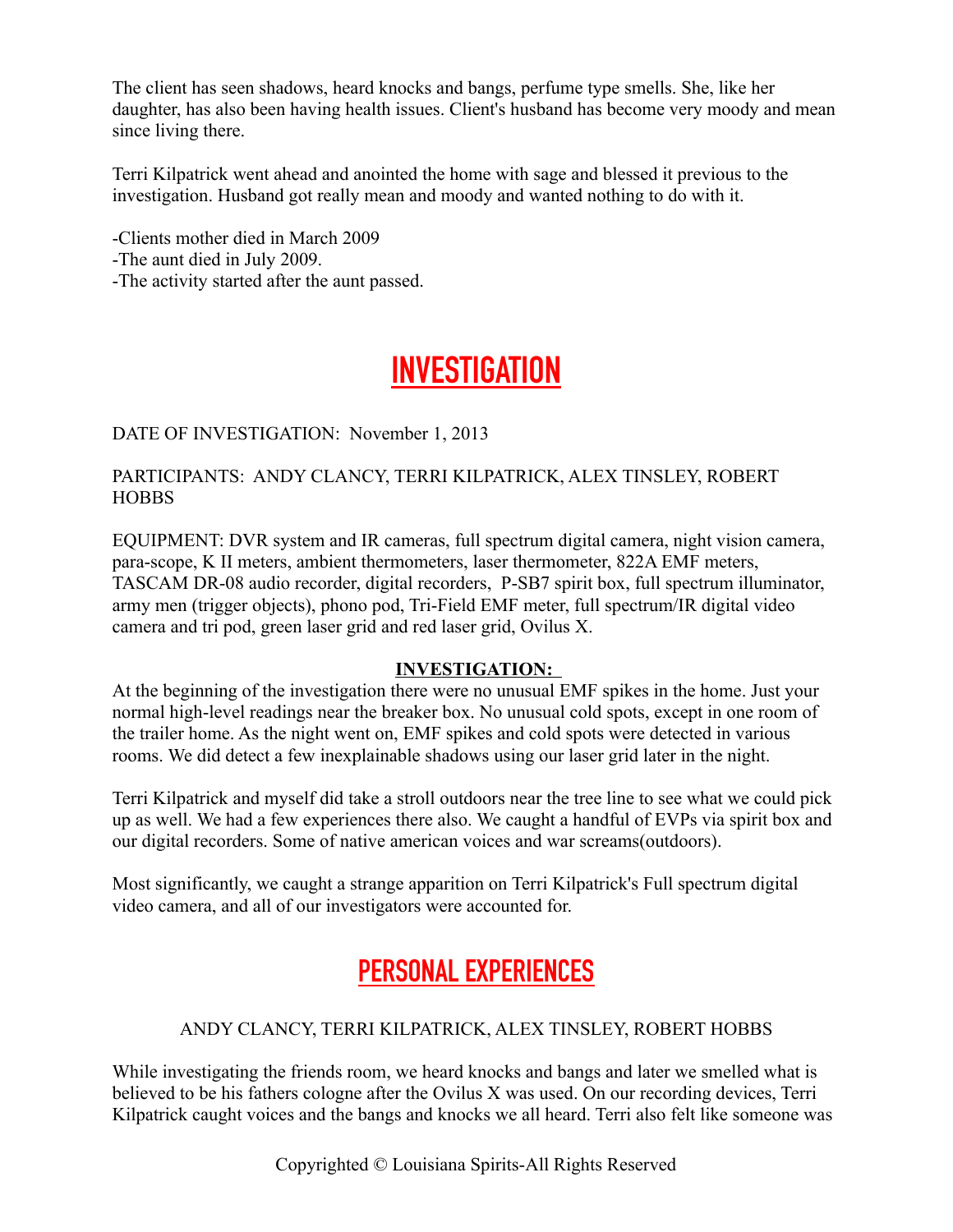The client has seen shadows, heard knocks and bangs, perfume type smells. She, like her daughter, has also been having health issues. Client's husband has become very moody and mean since living there.

Terri Kilpatrick went ahead and anointed the home with sage and blessed it previous to the investigation. Husband got really mean and moody and wanted nothing to do with it.

-Clients mother died in March 2009
-The aunt died in July 2009.
-The activity started after the aunt passed.

# INVESTIGATION

DATE OF INVESTIGATION: November 1, 2013

PARTICIPANTS: ANDY CLANCY, TERRI KILPATRICK, ALEX TINSLEY, ROBERT HOBBS

EQUIPMENT: DVR system and IR cameras, full spectrum digital camera, night vision camera, para-scope, K II meters, ambient thermometers, laser thermometer, 822A EMF meters, TASCAM DR-08 audio recorder, digital recorders, P-SB7 spirit box, full spectrum illuminator, army men (trigger objects), phono pod, Tri-Field EMF meter, full spectrum/IR digital video camera and tri pod, green laser grid and red laser grid, Ovilus X.

**INVESTIGATION:**

At the beginning of the investigation there were no unusual EMF spikes in the home. Just your normal high-level readings near the breaker box. No unusual cold spots, except in one room of the trailer home. As the night went on, EMF spikes and cold spots were detected in various rooms. We did detect a few inexplainable shadows using our laser grid later in the night.

Terri Kilpatrick and myself did take a stroll outdoors near the tree line to see what we could pick up as well. We had a few experiences there also. We caught a handful of EVPs via spirit box and our digital recorders. Some of native american voices and war screams(outdoors).

Most significantly, we caught a strange apparition on Terri Kilpatrick's Full spectrum digital video camera, and all of our investigators were accounted for.

# PERSONAL EXPERIENCES

ANDY CLANCY, TERRI KILPATRICK, ALEX TINSLEY, ROBERT HOBBS

While investigating the friends room, we heard knocks and bangs and later we smelled what is believed to be his fathers cologne after the Ovilus X was used. On our recording devices, Terri Kilpatrick caught voices and the bangs and knocks we all heard. Terri also felt like someone was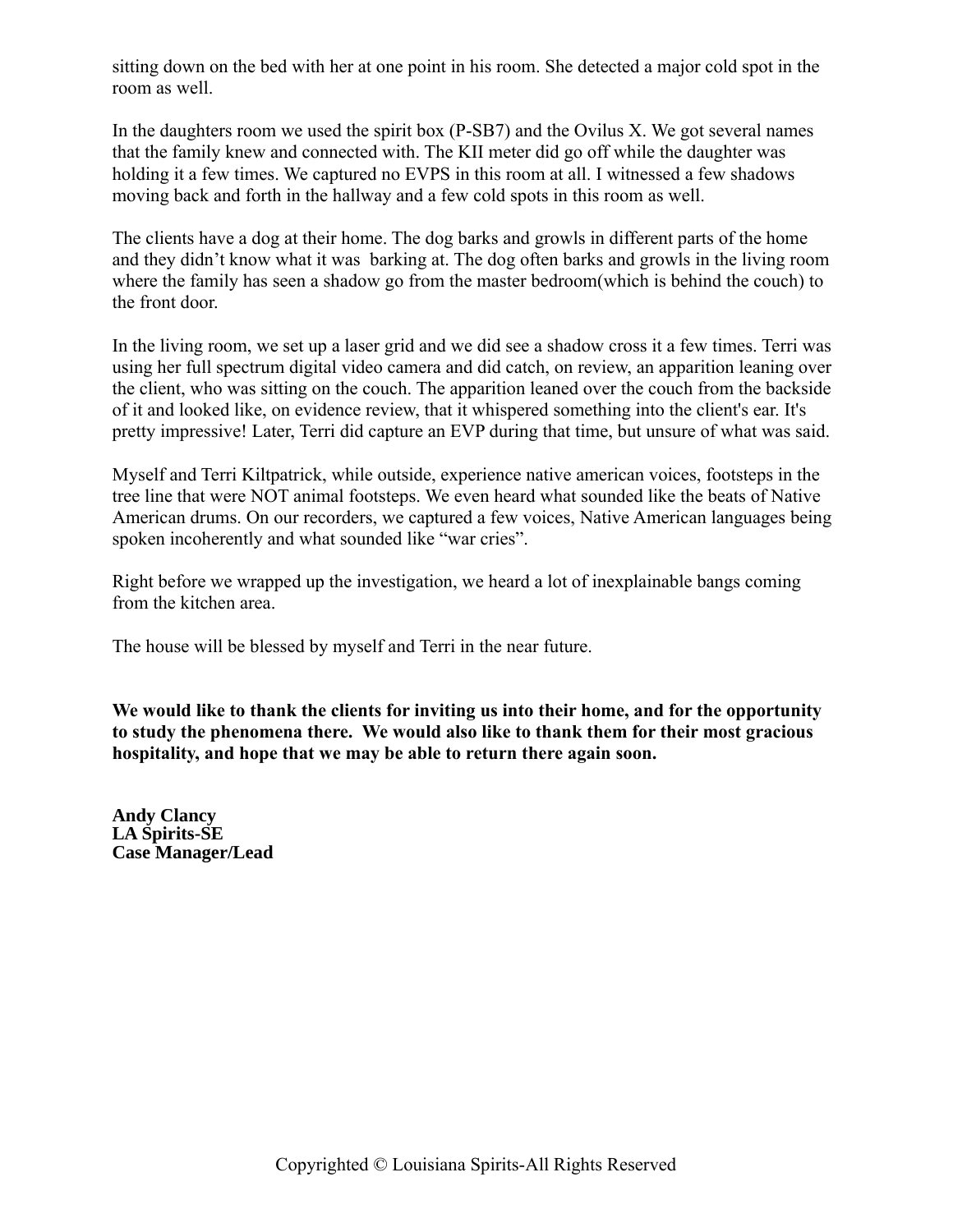sitting down on the bed with her at one point in his room. She detected a major cold spot in the room as well.

In the daughters room we used the spirit box (P-SB7) and the Ovilus X. We got several names that the family knew and connected with. The KII meter did go off while the daughter was holding it a few times. We captured no EVPS in this room at all. I witnessed a few shadows moving back and forth in the hallway and a few cold spots in this room as well.

The clients have a dog at their home. The dog barks and growls in different parts of the home and they didn't know what it was  barking at. The dog often barks and growls in the living room where the family has seen a shadow go from the master bedroom(which is behind the couch) to the front door.

In the living room, we set up a laser grid and we did see a shadow cross it a few times. Terri was using her full spectrum digital video camera and did catch, on review, an apparition leaning over the client, who was sitting on the couch. The apparition leaned over the couch from the backside of it and looked like, on evidence review, that it whispered something into the client's ear. It's pretty impressive! Later, Terri did capture an EVP during that time, but unsure of what was said.

Myself and Terri Kiltpatrick, while outside, experience native american voices, footsteps in the tree line that were NOT animal footsteps. We even heard what sounded like the beats of Native American drums. On our recorders, we captured a few voices, Native American languages being spoken incoherently and what sounded like “war cries”.

Right before we wrapped up the investigation, we heard a lot of inexplainable bangs coming from the kitchen area.

The house will be blessed by myself and Terri in the near future.

**We would like to thank the clients for inviting us into their home, and for the opportunity to study the phenomena there.  We would also like to thank them for their most gracious hospitality, and hope that we may be able to return there again soon.**

**Andy Clancy**
**LA Spirits-SE**
**Case Manager/Lead**